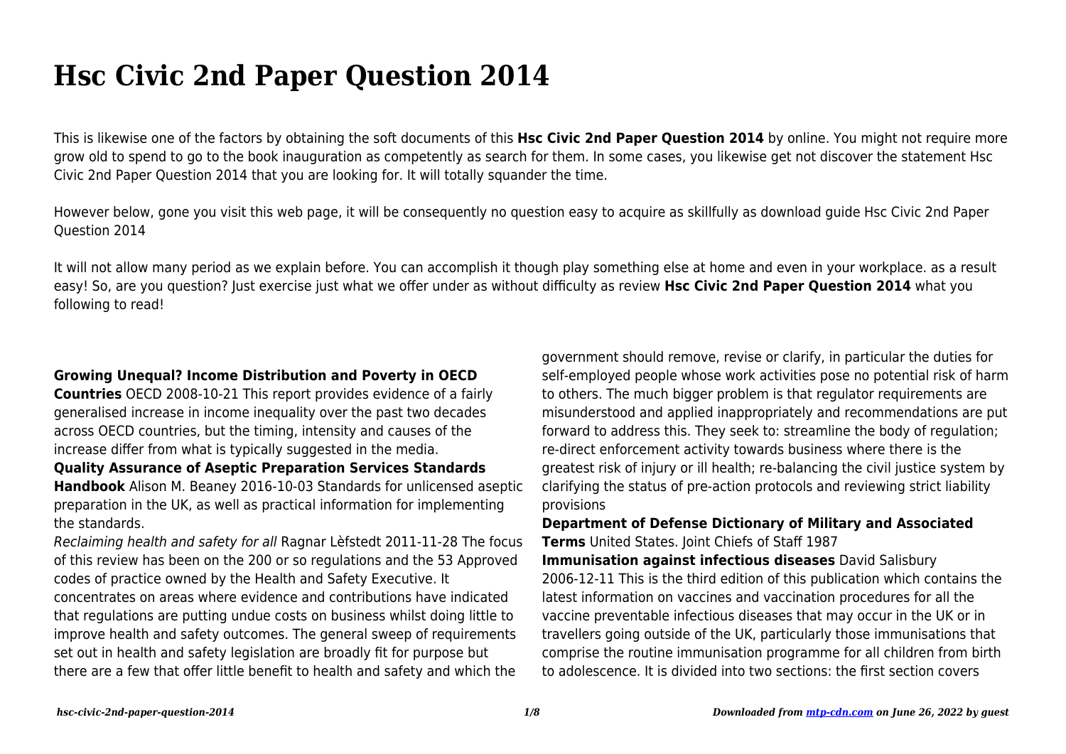# Hsc Civic 2nd Paper Question 2014

This is likewise one of the factors by obtaining the soft documents of this **Hsc Civic 2nd Paper Question 2014** by online. You might not require more grow old to spend to go to the book inauguration as competently as search for them. In some cases, you likewise get not discover the statement Hsc Civic 2nd Paper Question 2014 that you are looking for. It will totally squander the time.

However below, gone you visit this web page, it will be consequently no question easy to acquire as skillfully as download guide Hsc Civic 2nd Paper Question 2014

It will not allow many period as we explain before. You can accomplish it though play something else at home and even in your workplace. as a result easy! So, are you question? Just exercise just what we offer under as without difficulty as review **Hsc Civic 2nd Paper Question 2014** what you following to read!

**Growing Unequal? Income Distribution and Poverty in OECD Countries** OECD 2008-10-21 This report provides evidence of a fairly generalised increase in income inequality over the past two decades across OECD countries, but the timing, intensity and causes of the increase differ from what is typically suggested in the media.

**Quality Assurance of Aseptic Preparation Services Standards Handbook** Alison M. Beaney 2016-10-03 Standards for unlicensed aseptic preparation in the UK, as well as practical information for implementing the standards.

*Reclaiming health and safety for all* Ragnar Lèfstedt 2011-11-28 The focus of this review has been on the 200 or so regulations and the 53 Approved codes of practice owned by the Health and Safety Executive. It concentrates on areas where evidence and contributions have indicated that regulations are putting undue costs on business whilst doing little to improve health and safety outcomes. The general sweep of requirements set out in health and safety legislation are broadly fit for purpose but there are a few that offer little benefit to health and safety and which the government should remove, revise or clarify, in particular the duties for self-employed people whose work activities pose no potential risk of harm to others. The much bigger problem is that regulator requirements are misunderstood and applied inappropriately and recommendations are put forward to address this. They seek to: streamline the body of regulation; re-direct enforcement activity towards business where there is the greatest risk of injury or ill health; re-balancing the civil justice system by clarifying the status of pre-action protocols and reviewing strict liability provisions

**Department of Defense Dictionary of Military and Associated Terms** United States. Joint Chiefs of Staff 1987

**Immunisation against infectious diseases** David Salisbury 2006-12-11 This is the third edition of this publication which contains the latest information on vaccines and vaccination procedures for all the vaccine preventable infectious diseases that may occur in the UK or in travellers going outside of the UK, particularly those immunisations that comprise the routine immunisation programme for all children from birth to adolescence. It is divided into two sections: the first section covers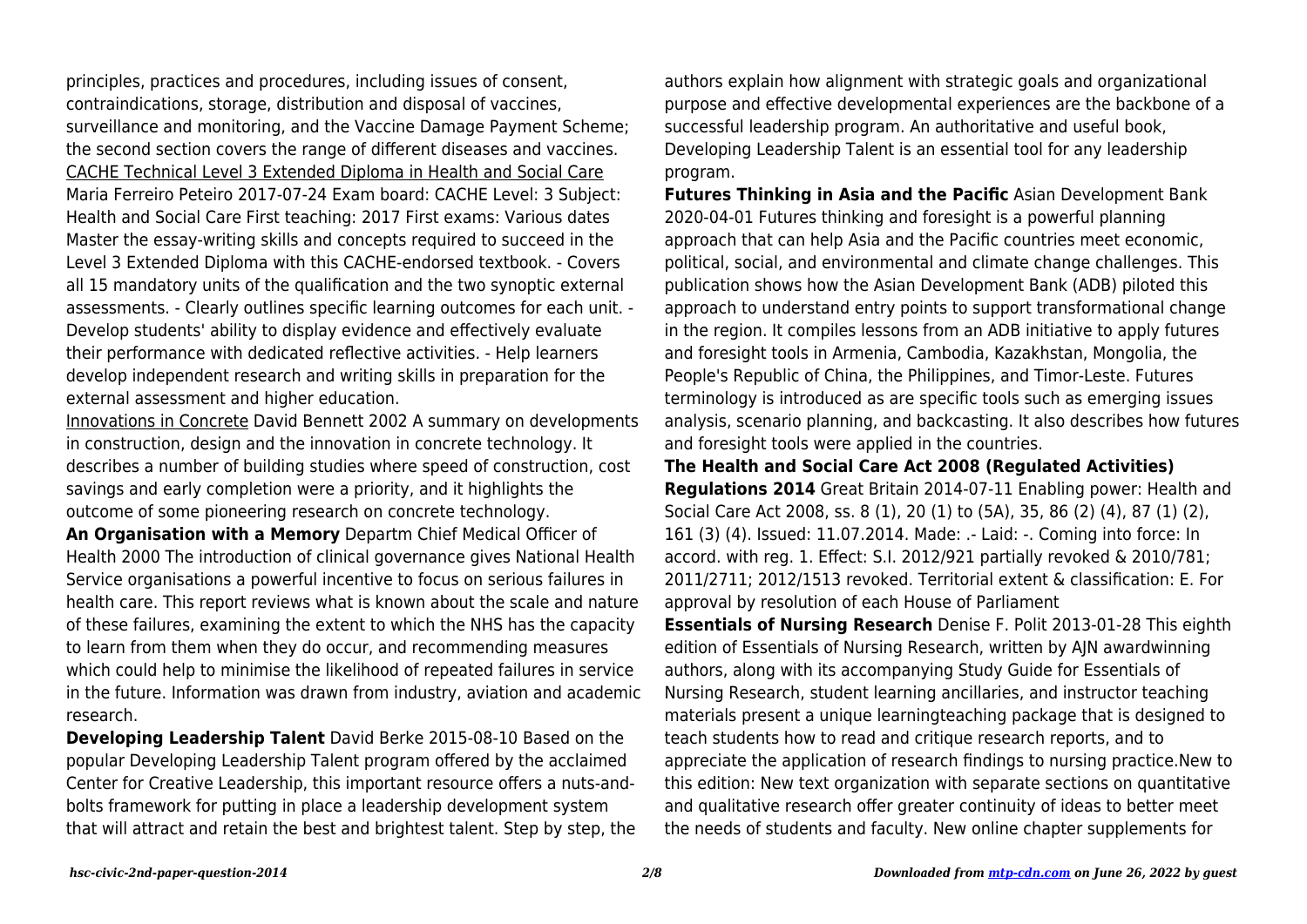principles, practices and procedures, including issues of consent, contraindications, storage, distribution and disposal of vaccines, surveillance and monitoring, and the Vaccine Damage Payment Scheme; the second section covers the range of different diseases and vaccines.

CACHE Technical Level 3 Extended Diploma in Health and Social Care Maria Ferreiro Peteiro 2017-07-24 Exam board: CACHE Level: 3 Subject: Health and Social Care First teaching: 2017 First exams: Various dates Master the essay-writing skills and concepts required to succeed in the Level 3 Extended Diploma with this CACHE-endorsed textbook. - Covers all 15 mandatory units of the qualification and the two synoptic external assessments. - Clearly outlines specific learning outcomes for each unit. - Develop students' ability to display evidence and effectively evaluate their performance with dedicated reflective activities. - Help learners develop independent research and writing skills in preparation for the external assessment and higher education.

Innovations in Concrete David Bennett 2002 A summary on developments in construction, design and the innovation in concrete technology. It describes a number of building studies where speed of construction, cost savings and early completion were a priority, and it highlights the outcome of some pioneering research on concrete technology.

**An Organisation with a Memory** Departm Chief Medical Officer of Health 2000 The introduction of clinical governance gives National Health Service organisations a powerful incentive to focus on serious failures in health care. This report reviews what is known about the scale and nature of these failures, examining the extent to which the NHS has the capacity to learn from them when they do occur, and recommending measures which could help to minimise the likelihood of repeated failures in service in the future. Information was drawn from industry, aviation and academic research.

**Developing Leadership Talent** David Berke 2015-08-10 Based on the popular Developing Leadership Talent program offered by the acclaimed Center for Creative Leadership, this important resource offers a nuts-and-bolts framework for putting in place a leadership development system that will attract and retain the best and brightest talent. Step by step, the authors explain how alignment with strategic goals and organizational purpose and effective developmental experiences are the backbone of a successful leadership program. An authoritative and useful book, Developing Leadership Talent is an essential tool for any leadership program.

**Futures Thinking in Asia and the Pacific** Asian Development Bank 2020-04-01 Futures thinking and foresight is a powerful planning approach that can help Asia and the Pacific countries meet economic, political, social, and environmental and climate change challenges. This publication shows how the Asian Development Bank (ADB) piloted this approach to understand entry points to support transformational change in the region. It compiles lessons from an ADB initiative to apply futures and foresight tools in Armenia, Cambodia, Kazakhstan, Mongolia, the People's Republic of China, the Philippines, and Timor-Leste. Futures terminology is introduced as are specific tools such as emerging issues analysis, scenario planning, and backcasting. It also describes how futures and foresight tools were applied in the countries.

**The Health and Social Care Act 2008 (Regulated Activities) Regulations 2014** Great Britain 2014-07-11 Enabling power: Health and Social Care Act 2008, ss. 8 (1), 20 (1) to (5A), 35, 86 (2) (4), 87 (1) (2), 161 (3) (4). Issued: 11.07.2014. Made: .- Laid: -. Coming into force: In accord. with reg. 1. Effect: S.I. 2012/921 partially revoked & 2010/781; 2011/2711; 2012/1513 revoked. Territorial extent & classification: E. For approval by resolution of each House of Parliament

**Essentials of Nursing Research** Denise F. Polit 2013-01-28 This eighth edition of Essentials of Nursing Research, written by AJN awardwinning authors, along with its accompanying Study Guide for Essentials of Nursing Research, student learning ancillaries, and instructor teaching materials present a unique learningteaching package that is designed to teach students how to read and critique research reports, and to appreciate the application of research findings to nursing practice.New to this edition: New text organization with separate sections on quantitative and qualitative research offer greater continuity of ideas to better meet the needs of students and faculty. New online chapter supplements for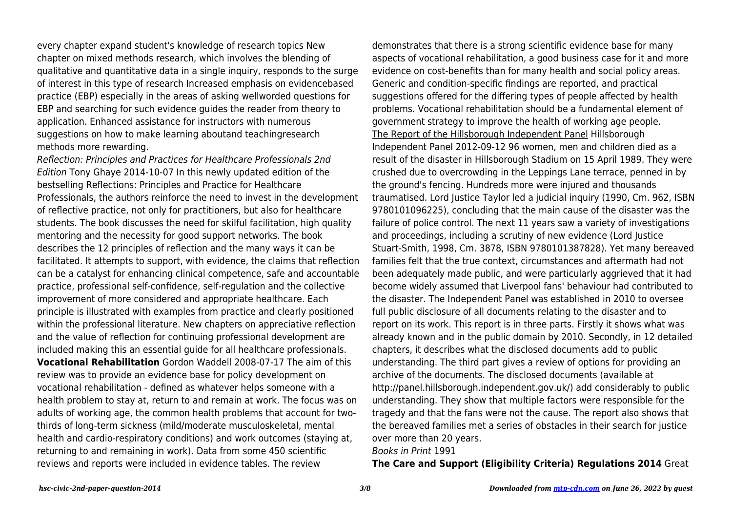every chapter expand student's knowledge of research topics New chapter on mixed methods research, which involves the blending of qualitative and quantitative data in a single inquiry, responds to the surge of interest in this type of research Increased emphasis on evidencebased practice (EBP) especially in the areas of asking wellworded questions for EBP and searching for such evidence guides the reader from theory to application. Enhanced assistance for instructors with numerous suggestions on how to make learning aboutand teachingresearch methods more rewarding.

*Reflection: Principles and Practices for Healthcare Professionals 2nd Edition* Tony Ghaye 2014-10-07 In this newly updated edition of the bestselling Reflections: Principles and Practice for Healthcare Professionals, the authors reinforce the need to invest in the development of reflective practice, not only for practitioners, but also for healthcare students. The book discusses the need for skilful facilitation, high quality mentoring and the necessity for good support networks. The book describes the 12 principles of reflection and the many ways it can be facilitated. It attempts to support, with evidence, the claims that reflection can be a catalyst for enhancing clinical competence, safe and accountable practice, professional self-confidence, self-regulation and the collective improvement of more considered and appropriate healthcare. Each principle is illustrated with examples from practice and clearly positioned within the professional literature. New chapters on appreciative reflection and the value of reflection for continuing professional development are included making this an essential guide for all healthcare professionals.

**Vocational Rehabilitation** Gordon Waddell 2008-07-17 The aim of this review was to provide an evidence base for policy development on vocational rehabilitation - defined as whatever helps someone with a health problem to stay at, return to and remain at work. The focus was on adults of working age, the common health problems that account for two-thirds of long-term sickness (mild/moderate musculoskeletal, mental health and cardio-respiratory conditions) and work outcomes (staying at, returning to and remaining in work). Data from some 450 scientific reviews and reports were included in evidence tables. The review demonstrates that there is a strong scientific evidence base for many aspects of vocational rehabilitation, a good business case for it and more evidence on cost-benefits than for many health and social policy areas. Generic and condition-specific findings are reported, and practical suggestions offered for the differing types of people affected by health problems. Vocational rehabilitation should be a fundamental element of government strategy to improve the health of working age people.

The Report of the Hillsborough Independent Panel Hillsborough Independent Panel 2012-09-12 96 women, men and children died as a result of the disaster in Hillsborough Stadium on 15 April 1989. They were crushed due to overcrowding in the Leppings Lane terrace, penned in by the ground's fencing. Hundreds more were injured and thousands traumatised. Lord Justice Taylor led a judicial inquiry (1990, Cm. 962, ISBN 9780101096225), concluding that the main cause of the disaster was the failure of police control. The next 11 years saw a variety of investigations and proceedings, including a scrutiny of new evidence (Lord Justice Stuart-Smith, 1998, Cm. 3878, ISBN 9780101387828). Yet many bereaved families felt that the true context, circumstances and aftermath had not been adequately made public, and were particularly aggrieved that it had become widely assumed that Liverpool fans' behaviour had contributed to the disaster. The Independent Panel was established in 2010 to oversee full public disclosure of all documents relating to the disaster and to report on its work. This report is in three parts. Firstly it shows what was already known and in the public domain by 2010. Secondly, in 12 detailed chapters, it describes what the disclosed documents add to public understanding. The third part gives a review of options for providing an archive of the documents. The disclosed documents (available at http://panel.hillsborough.independent.gov.uk/) add considerably to public understanding. They show that multiple factors were responsible for the tragedy and that the fans were not the cause. The report also shows that the bereaved families met a series of obstacles in their search for justice over more than 20 years.

*Books in Print* 1991

**The Care and Support (Eligibility Criteria) Regulations 2014** Great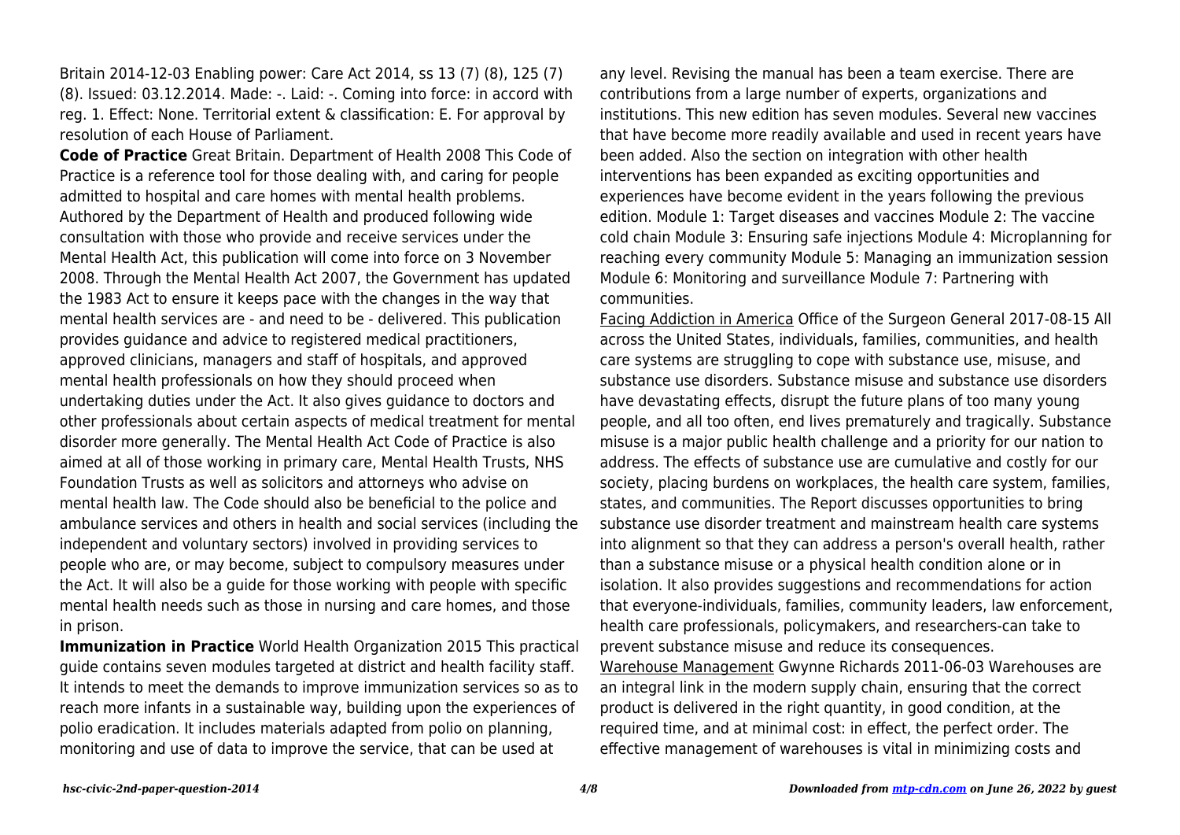Britain 2014-12-03 Enabling power: Care Act 2014, ss 13 (7) (8), 125 (7) (8). Issued: 03.12.2014. Made: -. Laid: -. Coming into force: in accord with reg. 1. Effect: None. Territorial extent & classification: E. For approval by resolution of each House of Parliament.

**Code of Practice** Great Britain. Department of Health 2008 This Code of Practice is a reference tool for those dealing with, and caring for people admitted to hospital and care homes with mental health problems. Authored by the Department of Health and produced following wide consultation with those who provide and receive services under the Mental Health Act, this publication will come into force on 3 November 2008. Through the Mental Health Act 2007, the Government has updated the 1983 Act to ensure it keeps pace with the changes in the way that mental health services are - and need to be - delivered. This publication provides guidance and advice to registered medical practitioners, approved clinicians, managers and staff of hospitals, and approved mental health professionals on how they should proceed when undertaking duties under the Act. It also gives guidance to doctors and other professionals about certain aspects of medical treatment for mental disorder more generally. The Mental Health Act Code of Practice is also aimed at all of those working in primary care, Mental Health Trusts, NHS Foundation Trusts as well as solicitors and attorneys who advise on mental health law. The Code should also be beneficial to the police and ambulance services and others in health and social services (including the independent and voluntary sectors) involved in providing services to people who are, or may become, subject to compulsory measures under the Act. It will also be a guide for those working with people with specific mental health needs such as those in nursing and care homes, and those in prison.

**Immunization in Practice** World Health Organization 2015 This practical guide contains seven modules targeted at district and health facility staff. It intends to meet the demands to improve immunization services so as to reach more infants in a sustainable way, building upon the experiences of polio eradication. It includes materials adapted from polio on planning, monitoring and use of data to improve the service, that can be used at any level. Revising the manual has been a team exercise. There are contributions from a large number of experts, organizations and institutions. This new edition has seven modules. Several new vaccines that have become more readily available and used in recent years have been added. Also the section on integration with other health interventions has been expanded as exciting opportunities and experiences have become evident in the years following the previous edition. Module 1: Target diseases and vaccines Module 2: The vaccine cold chain Module 3: Ensuring safe injections Module 4: Microplanning for reaching every community Module 5: Managing an immunization session Module 6: Monitoring and surveillance Module 7: Partnering with communities.

Facing Addiction in America Office of the Surgeon General 2017-08-15 All across the United States, individuals, families, communities, and health care systems are struggling to cope with substance use, misuse, and substance use disorders. Substance misuse and substance use disorders have devastating effects, disrupt the future plans of too many young people, and all too often, end lives prematurely and tragically. Substance misuse is a major public health challenge and a priority for our nation to address. The effects of substance use are cumulative and costly for our society, placing burdens on workplaces, the health care system, families, states, and communities. The Report discusses opportunities to bring substance use disorder treatment and mainstream health care systems into alignment so that they can address a person's overall health, rather than a substance misuse or a physical health condition alone or in isolation. It also provides suggestions and recommendations for action that everyone-individuals, families, community leaders, law enforcement, health care professionals, policymakers, and researchers-can take to prevent substance misuse and reduce its consequences.

Warehouse Management Gwynne Richards 2011-06-03 Warehouses are an integral link in the modern supply chain, ensuring that the correct product is delivered in the right quantity, in good condition, at the required time, and at minimal cost: in effect, the perfect order. The effective management of warehouses is vital in minimizing costs and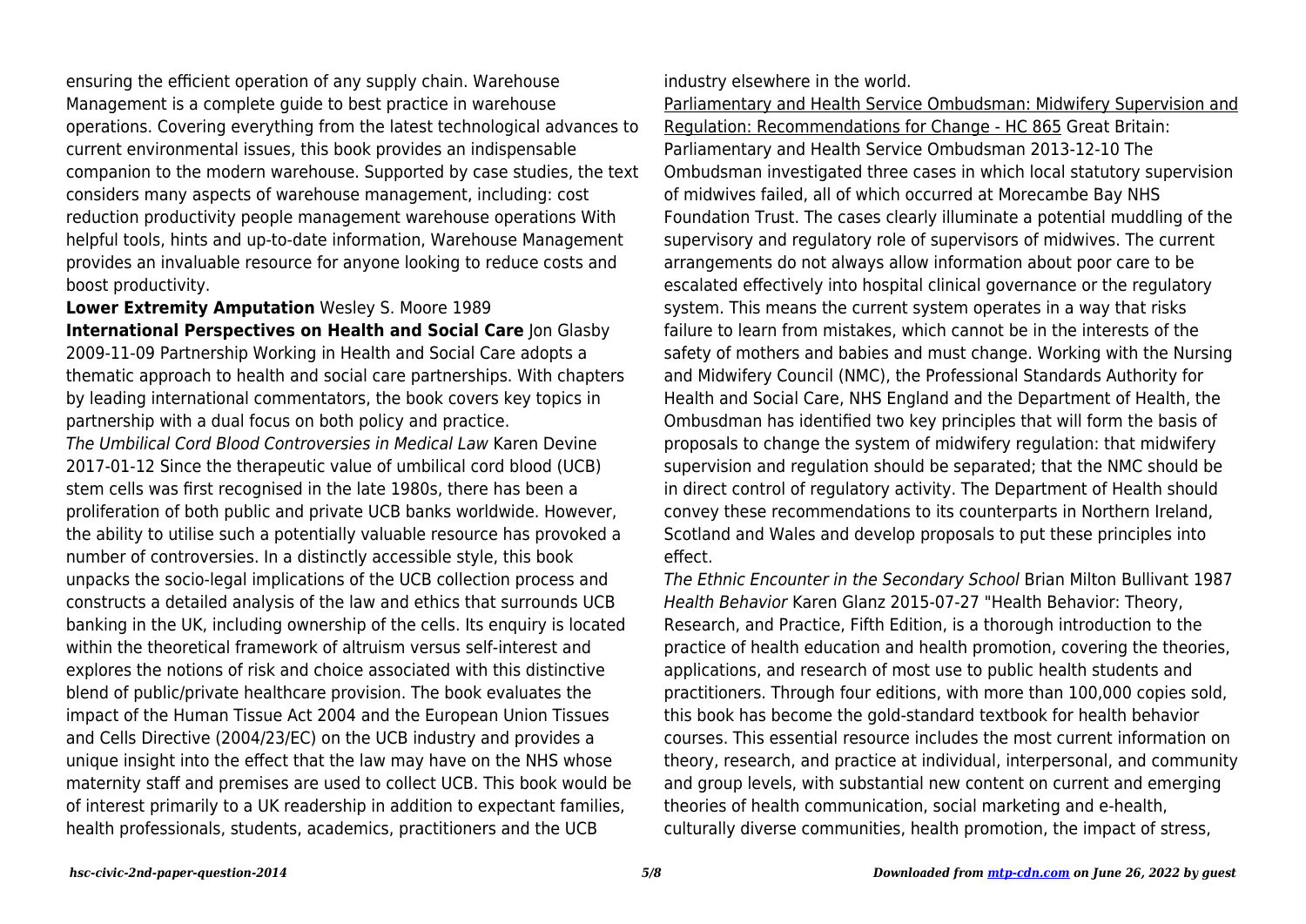ensuring the efficient operation of any supply chain. Warehouse Management is a complete guide to best practice in warehouse operations. Covering everything from the latest technological advances to current environmental issues, this book provides an indispensable companion to the modern warehouse. Supported by case studies, the text considers many aspects of warehouse management, including: cost reduction productivity people management warehouse operations With helpful tools, hints and up-to-date information, Warehouse Management provides an invaluable resource for anyone looking to reduce costs and boost productivity.

**Lower Extremity Amputation** Wesley S. Moore 1989

**International Perspectives on Health and Social Care** Jon Glasby 2009-11-09 Partnership Working in Health and Social Care adopts a thematic approach to health and social care partnerships. With chapters by leading international commentators, the book covers key topics in partnership with a dual focus on both policy and practice.

*The Umbilical Cord Blood Controversies in Medical Law* Karen Devine 2017-01-12 Since the therapeutic value of umbilical cord blood (UCB) stem cells was first recognised in the late 1980s, there has been a proliferation of both public and private UCB banks worldwide. However, the ability to utilise such a potentially valuable resource has provoked a number of controversies. In a distinctly accessible style, this book unpacks the socio-legal implications of the UCB collection process and constructs a detailed analysis of the law and ethics that surrounds UCB banking in the UK, including ownership of the cells. Its enquiry is located within the theoretical framework of altruism versus self-interest and explores the notions of risk and choice associated with this distinctive blend of public/private healthcare provision. The book evaluates the impact of the Human Tissue Act 2004 and the European Union Tissues and Cells Directive (2004/23/EC) on the UCB industry and provides a unique insight into the effect that the law may have on the NHS whose maternity staff and premises are used to collect UCB. This book would be of interest primarily to a UK readership in addition to expectant families, health professionals, students, academics, practitioners and the UCB industry elsewhere in the world.

Parliamentary and Health Service Ombudsman: Midwifery Supervision and Regulation: Recommendations for Change - HC 865 Great Britain: Parliamentary and Health Service Ombudsman 2013-12-10 The Ombudsman investigated three cases in which local statutory supervision of midwives failed, all of which occurred at Morecambe Bay NHS Foundation Trust. The cases clearly illuminate a potential muddling of the supervisory and regulatory role of supervisors of midwives. The current arrangements do not always allow information about poor care to be escalated effectively into hospital clinical governance or the regulatory system. This means the current system operates in a way that risks failure to learn from mistakes, which cannot be in the interests of the safety of mothers and babies and must change. Working with the Nursing and Midwifery Council (NMC), the Professional Standards Authority for Health and Social Care, NHS England and the Department of Health, the Ombudsman has identified two key principles that will form the basis of proposals to change the system of midwifery regulation: that midwifery supervision and regulation should be separated; that the NMC should be in direct control of regulatory activity. The Department of Health should convey these recommendations to its counterparts in Northern Ireland, Scotland and Wales and develop proposals to put these principles into effect.

*The Ethnic Encounter in the Secondary School* Brian Milton Bullivant 1987

*Health Behavior* Karen Glanz 2015-07-27 "Health Behavior: Theory, Research, and Practice, Fifth Edition, is a thorough introduction to the practice of health education and health promotion, covering the theories, applications, and research of most use to public health students and practitioners. Through four editions, with more than 100,000 copies sold, this book has become the gold-standard textbook for health behavior courses. This essential resource includes the most current information on theory, research, and practice at individual, interpersonal, and community and group levels, with substantial new content on current and emerging theories of health communication, social marketing and e-health, culturally diverse communities, health promotion, the impact of stress,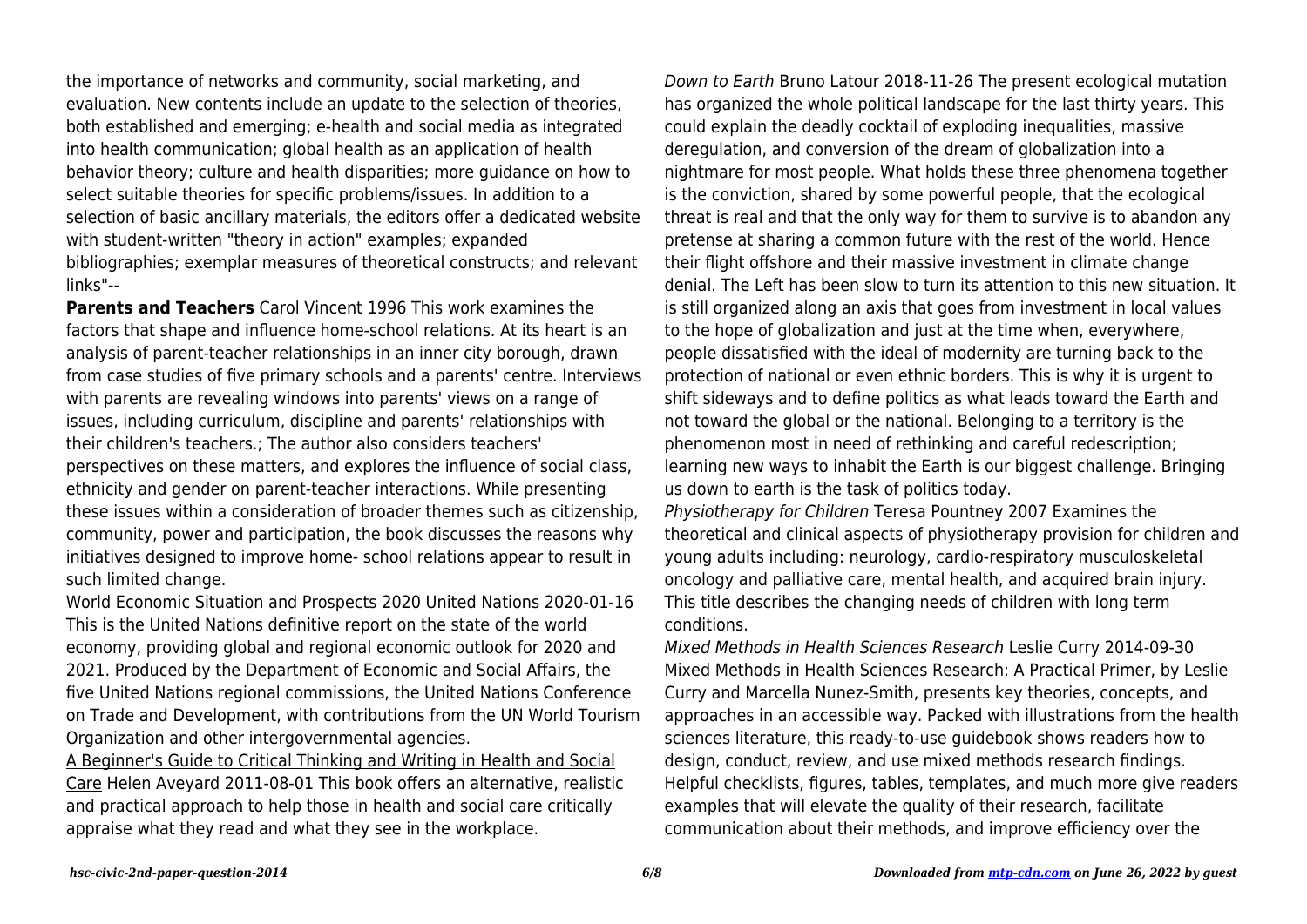the importance of networks and community, social marketing, and evaluation. New contents include an update to the selection of theories, both established and emerging; e-health and social media as integrated into health communication; global health as an application of health behavior theory; culture and health disparities; more guidance on how to select suitable theories for specific problems/issues. In addition to a selection of basic ancillary materials, the editors offer a dedicated website with student-written "theory in action" examples; expanded bibliographies; exemplar measures of theoretical constructs; and relevant links"--

**Parents and Teachers** Carol Vincent 1996 This work examines the factors that shape and influence home-school relations. At its heart is an analysis of parent-teacher relationships in an inner city borough, drawn from case studies of five primary schools and a parents' centre. Interviews with parents are revealing windows into parents' views on a range of issues, including curriculum, discipline and parents' relationships with their children's teachers.; The author also considers teachers' perspectives on these matters, and explores the influence of social class, ethnicity and gender on parent-teacher interactions. While presenting these issues within a consideration of broader themes such as citizenship, community, power and participation, the book discusses the reasons why initiatives designed to improve home- school relations appear to result in such limited change.

World Economic Situation and Prospects 2020 United Nations 2020-01-16 This is the United Nations definitive report on the state of the world economy, providing global and regional economic outlook for 2020 and 2021. Produced by the Department of Economic and Social Affairs, the five United Nations regional commissions, the United Nations Conference on Trade and Development, with contributions from the UN World Tourism Organization and other intergovernmental agencies.

A Beginner's Guide to Critical Thinking and Writing in Health and Social Care Helen Aveyard 2011-08-01 This book offers an alternative, realistic and practical approach to help those in health and social care critically appraise what they read and what they see in the workplace.

*Down to Earth* Bruno Latour 2018-11-26 The present ecological mutation has organized the whole political landscape for the last thirty years. This could explain the deadly cocktail of exploding inequalities, massive deregulation, and conversion of the dream of globalization into a nightmare for most people. What holds these three phenomena together is the conviction, shared by some powerful people, that the ecological threat is real and that the only way for them to survive is to abandon any pretense at sharing a common future with the rest of the world. Hence their flight offshore and their massive investment in climate change denial. The Left has been slow to turn its attention to this new situation. It is still organized along an axis that goes from investment in local values to the hope of globalization and just at the time when, everywhere, people dissatisfied with the ideal of modernity are turning back to the protection of national or even ethnic borders. This is why it is urgent to shift sideways and to define politics as what leads toward the Earth and not toward the global or the national. Belonging to a territory is the phenomenon most in need of rethinking and careful redescription; learning new ways to inhabit the Earth is our biggest challenge. Bringing us down to earth is the task of politics today.

*Physiotherapy for Children* Teresa Pountney 2007 Examines the theoretical and clinical aspects of physiotherapy provision for children and young adults including: neurology, cardio-respiratory musculoskeletal oncology and palliative care, mental health, and acquired brain injury. This title describes the changing needs of children with long term conditions.

*Mixed Methods in Health Sciences Research* Leslie Curry 2014-09-30 Mixed Methods in Health Sciences Research: A Practical Primer, by Leslie Curry and Marcella Nunez-Smith, presents key theories, concepts, and approaches in an accessible way. Packed with illustrations from the health sciences literature, this ready-to-use guidebook shows readers how to design, conduct, review, and use mixed methods research findings. Helpful checklists, figures, tables, templates, and much more give readers examples that will elevate the quality of their research, facilitate communication about their methods, and improve efficiency over the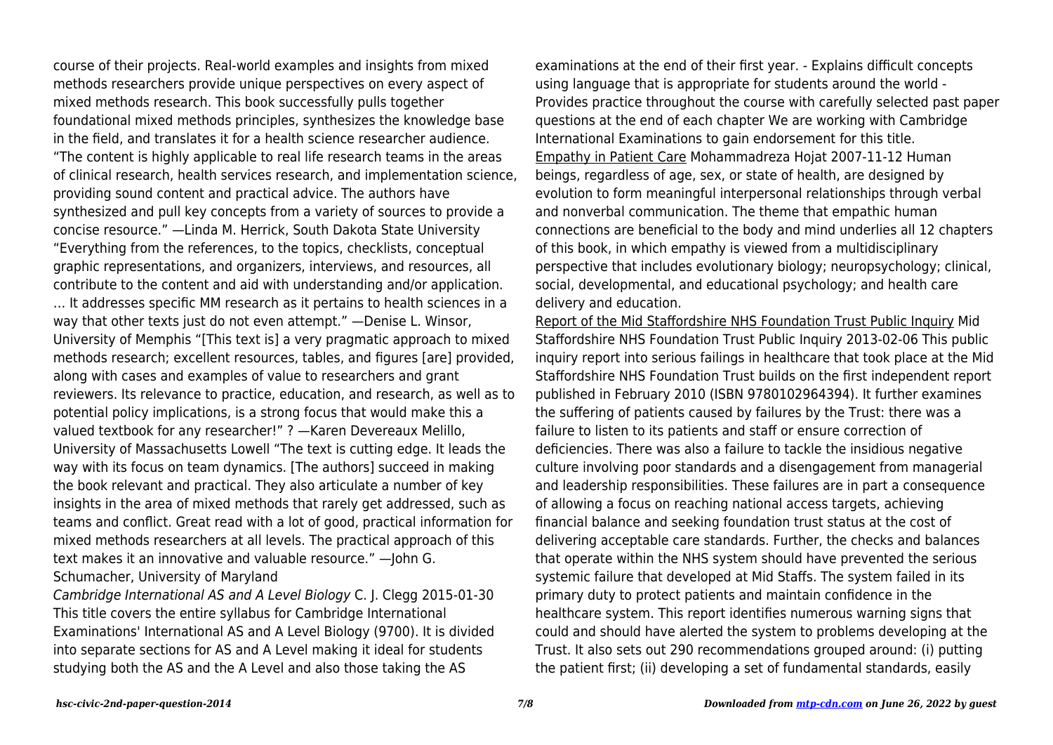course of their projects. Real-world examples and insights from mixed methods researchers provide unique perspectives on every aspect of mixed methods research. This book successfully pulls together foundational mixed methods principles, synthesizes the knowledge base in the field, and translates it for a health science researcher audience. "The content is highly applicable to real life research teams in the areas of clinical research, health services research, and implementation science, providing sound content and practical advice. The authors have synthesized and pull key concepts from a variety of sources to provide a concise resource." —Linda M. Herrick, South Dakota State University "Everything from the references, to the topics, checklists, conceptual graphic representations, and organizers, interviews, and resources, all contribute to the content and aid with understanding and/or application. … It addresses specific MM research as it pertains to health sciences in a way that other texts just do not even attempt." —Denise L. Winsor, University of Memphis "[This text is] a very pragmatic approach to mixed methods research; excellent resources, tables, and figures [are] provided, along with cases and examples of value to researchers and grant reviewers. Its relevance to practice, education, and research, as well as to potential policy implications, is a strong focus that would make this a valued textbook for any researcher!" ? —Karen Devereaux Melillo, University of Massachusetts Lowell "The text is cutting edge. It leads the way with its focus on team dynamics. [The authors] succeed in making the book relevant and practical. They also articulate a number of key insights in the area of mixed methods that rarely get addressed, such as teams and conflict. Great read with a lot of good, practical information for mixed methods researchers at all levels. The practical approach of this text makes it an innovative and valuable resource." —John G. Schumacher, University of Maryland

*Cambridge International AS and A Level Biology* C. J. Clegg 2015-01-30 This title covers the entire syllabus for Cambridge International Examinations' International AS and A Level Biology (9700). It is divided into separate sections for AS and A Level making it ideal for students studying both the AS and the A Level and also those taking the AS examinations at the end of their first year. - Explains difficult concepts using language that is appropriate for students around the world - Provides practice throughout the course with carefully selected past paper questions at the end of each chapter We are working with Cambridge International Examinations to gain endorsement for this title.

Empathy in Patient Care Mohammadreza Hojat 2007-11-12 Human beings, regardless of age, sex, or state of health, are designed by evolution to form meaningful interpersonal relationships through verbal and nonverbal communication. The theme that empathic human connections are beneficial to the body and mind underlies all 12 chapters of this book, in which empathy is viewed from a multidisciplinary perspective that includes evolutionary biology; neuropsychology; clinical, social, developmental, and educational psychology; and health care delivery and education.

Report of the Mid Staffordshire NHS Foundation Trust Public Inquiry Mid Staffordshire NHS Foundation Trust Public Inquiry 2013-02-06 This public inquiry report into serious failings in healthcare that took place at the Mid Staffordshire NHS Foundation Trust builds on the first independent report published in February 2010 (ISBN 9780102964394). It further examines the suffering of patients caused by failures by the Trust: there was a failure to listen to its patients and staff or ensure correction of deficiencies. There was also a failure to tackle the insidious negative culture involving poor standards and a disengagement from managerial and leadership responsibilities. These failures are in part a consequence of allowing a focus on reaching national access targets, achieving financial balance and seeking foundation trust status at the cost of delivering acceptable care standards. Further, the checks and balances that operate within the NHS system should have prevented the serious systemic failure that developed at Mid Staffs. The system failed in its primary duty to protect patients and maintain confidence in the healthcare system. This report identifies numerous warning signs that could and should have alerted the system to problems developing at the Trust. It also sets out 290 recommendations grouped around: (i) putting the patient first; (ii) developing a set of fundamental standards, easily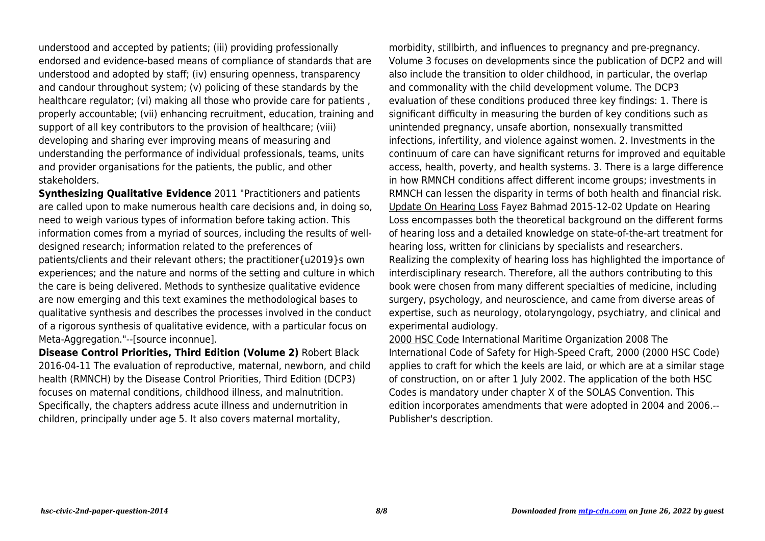understood and accepted by patients; (iii) providing professionally endorsed and evidence-based means of compliance of standards that are understood and adopted by staff; (iv) ensuring openness, transparency and candour throughout system; (v) policing of these standards by the healthcare regulator; (vi) making all those who provide care for patients , properly accountable; (vii) enhancing recruitment, education, training and support of all key contributors to the provision of healthcare; (viii) developing and sharing ever improving means of measuring and understanding the performance of individual professionals, teams, units and provider organisations for the patients, the public, and other stakeholders.

**Synthesizing Qualitative Evidence** 2011 "Practitioners and patients are called upon to make numerous health care decisions and, in doing so, need to weigh various types of information before taking action. This information comes from a myriad of sources, including the results of well-designed research; information related to the preferences of patients/clients and their relevant others; the practitioner{u2019}s own experiences; and the nature and norms of the setting and culture in which the care is being delivered. Methods to synthesize qualitative evidence are now emerging and this text examines the methodological bases to qualitative synthesis and describes the processes involved in the conduct of a rigorous synthesis of qualitative evidence, with a particular focus on Meta-Aggregation."--[source inconnue].

**Disease Control Priorities, Third Edition (Volume 2)** Robert Black 2016-04-11 The evaluation of reproductive, maternal, newborn, and child health (RMNCH) by the Disease Control Priorities, Third Edition (DCP3) focuses on maternal conditions, childhood illness, and malnutrition. Specifically, the chapters address acute illness and undernutrition in children, principally under age 5. It also covers maternal mortality, morbidity, stillbirth, and influences to pregnancy and pre-pregnancy. Volume 3 focuses on developments since the publication of DCP2 and will also include the transition to older childhood, in particular, the overlap and commonality with the child development volume. The DCP3 evaluation of these conditions produced three key findings: 1. There is significant difficulty in measuring the burden of key conditions such as unintended pregnancy, unsafe abortion, nonsexually transmitted infections, infertility, and violence against women. 2. Investments in the continuum of care can have significant returns for improved and equitable access, health, poverty, and health systems. 3. There is a large difference in how RMNCH conditions affect different income groups; investments in RMNCH can lessen the disparity in terms of both health and financial risk.

Update On Hearing Loss Fayez Bahmad 2015-12-02 Update on Hearing Loss encompasses both the theoretical background on the different forms of hearing loss and a detailed knowledge on state-of-the-art treatment for hearing loss, written for clinicians by specialists and researchers. Realizing the complexity of hearing loss has highlighted the importance of interdisciplinary research. Therefore, all the authors contributing to this book were chosen from many different specialties of medicine, including surgery, psychology, and neuroscience, and came from diverse areas of expertise, such as neurology, otolaryngology, psychiatry, and clinical and experimental audiology.

2000 HSC Code International Maritime Organization 2008 The International Code of Safety for High-Speed Craft, 2000 (2000 HSC Code) applies to craft for which the keels are laid, or which are at a similar stage of construction, on or after 1 July 2002. The application of the both HSC Codes is mandatory under chapter X of the SOLAS Convention. This edition incorporates amendments that were adopted in 2004 and 2006.--Publisher's description.